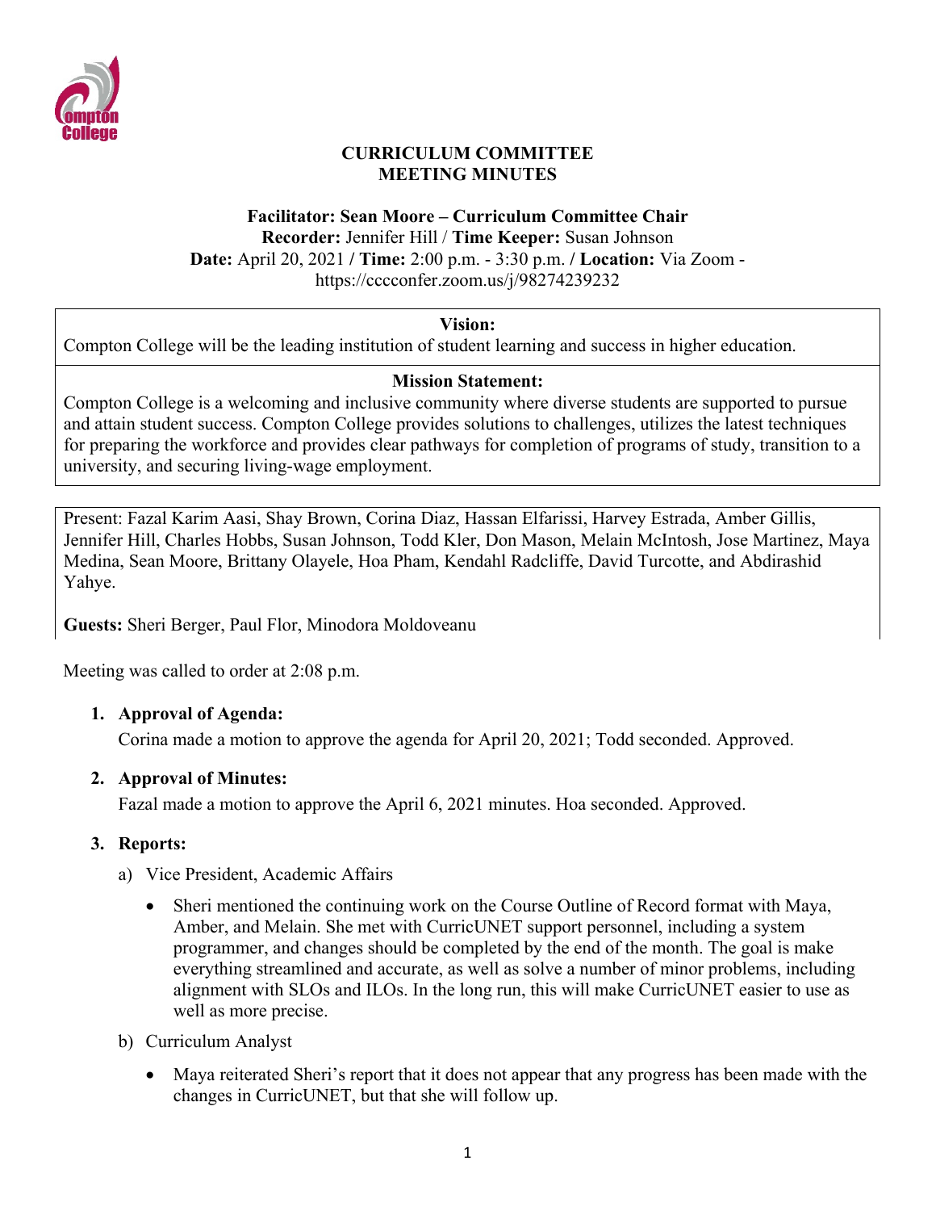# CURRICULUM COMMITTEE
# MEETING MINUTES

**Facilitator: Sean Moore – Curriculum Committee Chair**
**Recorder:** Jennifer Hill / **Time Keeper:** Susan Johnson
**Date:** April 20, 2021 / **Time:** 2:00 p.m. - 3:30 p.m. / **Location:** Via Zoom - https://cccconfer.zoom.us/j/98274239232

| **Vision:** |
|---|
| Compton College will be the leading institution of student learning and success in higher education. |
| **Mission Statement:** |
| Compton College is a welcoming and inclusive community where diverse students are supported to pursue and attain student success. Compton College provides solutions to challenges, utilizes the latest techniques for preparing the workforce and provides clear pathways for completion of programs of study, transition to a university, and securing living-wage employment. |

Present: Fazal Karim Aasi, Shay Brown, Corina Diaz, Hassan Elfarissi, Harvey Estrada, Amber Gillis, Jennifer Hill, Charles Hobbs, Susan Johnson, Todd Kler, Don Mason, Melain McIntosh, Jose Martinez, Maya Medina, Sean Moore, Brittany Olayele, Hoa Pham, Kendahl Radcliffe, David Turcotte, and Abdirashid Yahye.

**Guests:** Sheri Berger, Paul Flor, Minodora Moldoveanu

Meeting was called to order at 2:08 p.m.

1. **Approval of Agenda:**
   Corina made a motion to approve the agenda for April 20, 2021; Todd seconded. Approved.

2. **Approval of Minutes:**
   Fazal made a motion to approve the April 6, 2021 minutes. Hoa seconded. Approved.

3. **Reports:**
   a) Vice President, Academic Affairs
      - Sheri mentioned the continuing work on the Course Outline of Record format with Maya, Amber, and Melain. She met with CurricUNET support personnel, including a system programmer, and changes should be completed by the end of the month. The goal is make everything streamlined and accurate, as well as solve a number of minor problems, including alignment with SLOs and ILOs. In the long run, this will make CurricUNET easier to use as well as more precise.

   b) Curriculum Analyst
      - Maya reiterated Sheri's report that it does not appear that any progress has been made with the changes in CurricUNET, but that she will follow up.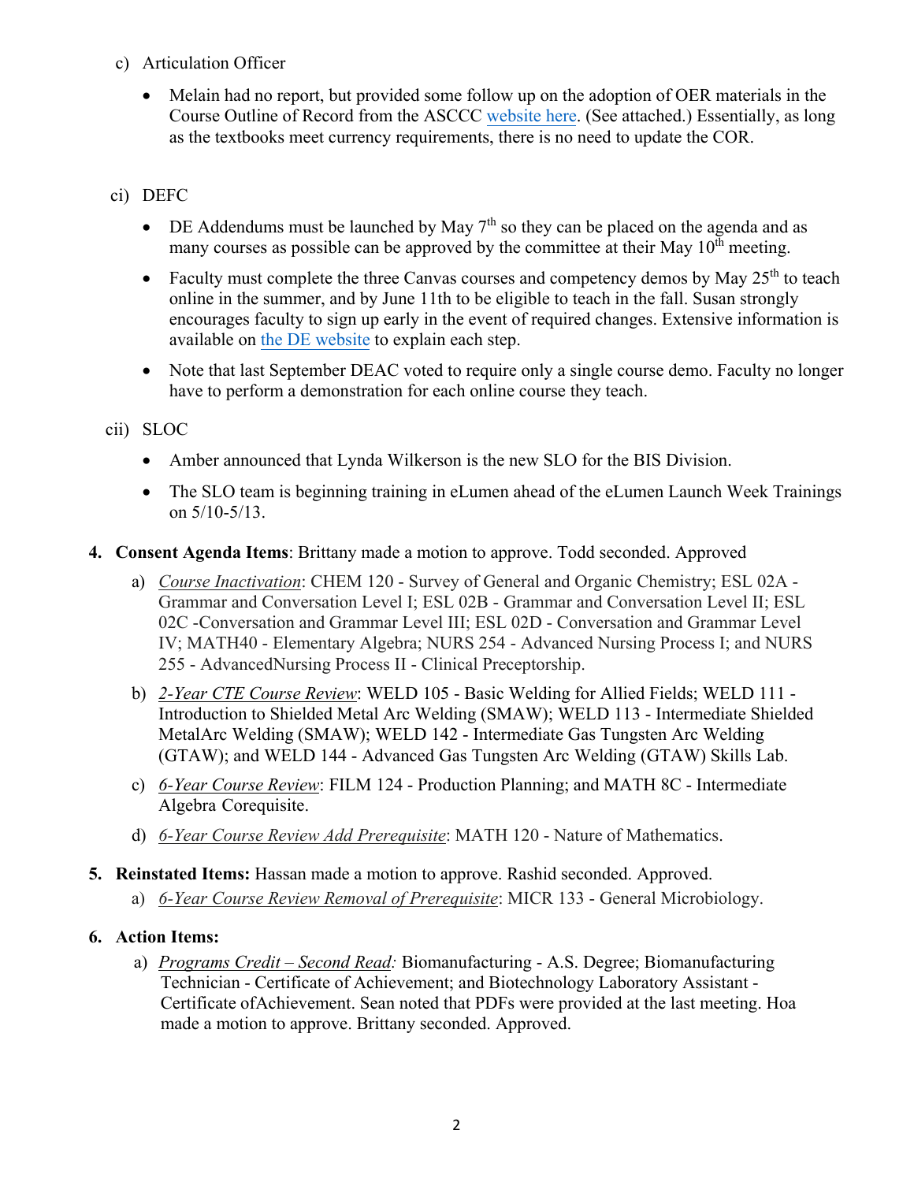c) Articulation Officer

- Melain had no report, but provided some follow up on the adoption of OER materials in the Course Outline of Record from the ASCCC website here. (See attached.) Essentially, as long as the textbooks meet currency requirements, there is no need to update the COR.

ci) DEFC

- DE Addendums must be launched by May 7th so they can be placed on the agenda and as many courses as possible can be approved by the committee at their May 10th meeting.
- Faculty must complete the three Canvas courses and competency demos by May 25th to teach online in the summer, and by June 11th to be eligible to teach in the fall. Susan strongly encourages faculty to sign up early in the event of required changes. Extensive information is available on the DE website to explain each step.
- Note that last September DEAC voted to require only a single course demo. Faculty no longer have to perform a demonstration for each online course they teach.

cii) SLOC

- Amber announced that Lynda Wilkerson is the new SLO for the BIS Division.
- The SLO team is beginning training in eLumen ahead of the eLumen Launch Week Trainings on 5/10-5/13.

4. **Consent Agenda Items**: Brittany made a motion to approve. Todd seconded. Approved
   a) *Course Inactivation*: CHEM 120 - Survey of General and Organic Chemistry; ESL 02A - Grammar and Conversation Level I; ESL 02B - Grammar and Conversation Level II; ESL 02C -Conversation and Grammar Level III; ESL 02D - Conversation and Grammar Level IV; MATH40 - Elementary Algebra; NURS 254 - Advanced Nursing Process I; and NURS 255 - AdvancedNursing Process II - Clinical Preceptorship.
   b) *2-Year CTE Course Review*: WELD 105 - Basic Welding for Allied Fields; WELD 111 - Introduction to Shielded Metal Arc Welding (SMAW); WELD 113 - Intermediate Shielded MetalArc Welding (SMAW); WELD 142 - Intermediate Gas Tungsten Arc Welding (GTAW); and WELD 144 - Advanced Gas Tungsten Arc Welding (GTAW) Skills Lab.
   c) *6-Year Course Review*: FILM 124 - Production Planning; and MATH 8C - Intermediate Algebra Corequisite.
   d) *6-Year Course Review Add Prerequisite*: MATH 120 - Nature of Mathematics.

5. **Reinstated Items:** Hassan made a motion to approve. Rashid seconded. Approved.
   a) *6-Year Course Review Removal of Prerequisite*: MICR 133 - General Microbiology.

6. **Action Items:**
   a) *Programs Credit – Second Read:* Biomanufacturing - A.S. Degree; Biomanufacturing Technician - Certificate of Achievement; and Biotechnology Laboratory Assistant - Certificate ofAchievement. Sean noted that PDFs were provided at the last meeting. Hoa made a motion to approve. Brittany seconded. Approved.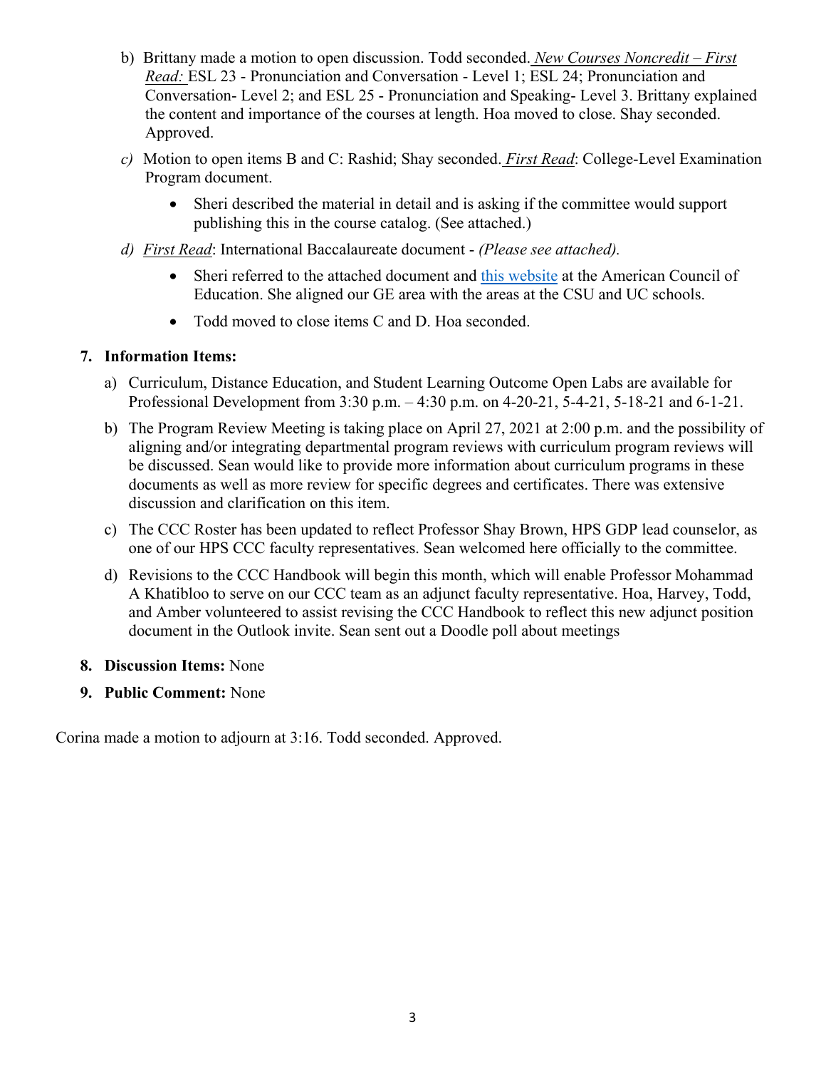b) Brittany made a motion to open discussion. Todd seconded. *New Courses Noncredit – First Read:* ESL 23 - Pronunciation and Conversation - Level 1; ESL 24; Pronunciation and Conversation- Level 2; and ESL 25 - Pronunciation and Speaking- Level 3. Brittany explained the content and importance of the courses at length. Hoa moved to close. Shay seconded. Approved.

*c)* Motion to open items B and C: Rashid; Shay seconded. *First Read*: College-Level Examination Program document.

- Sheri described the material in detail and is asking if the committee would support publishing this in the course catalog. (See attached.)

*d)* *First Read*: International Baccalaureate document - *(Please see attached).*

- Sheri referred to the attached document and this website at the American Council of Education. She aligned our GE area with the areas at the CSU and UC schools.
- Todd moved to close items C and D. Hoa seconded.

**7. Information Items:**

a) Curriculum, Distance Education, and Student Learning Outcome Open Labs are available for Professional Development from 3:30 p.m. – 4:30 p.m. on 4-20-21, 5-4-21, 5-18-21 and 6-1-21.

b) The Program Review Meeting is taking place on April 27, 2021 at 2:00 p.m. and the possibility of aligning and/or integrating departmental program reviews with curriculum program reviews will be discussed. Sean would like to provide more information about curriculum programs in these documents as well as more review for specific degrees and certificates. There was extensive discussion and clarification on this item.

c) The CCC Roster has been updated to reflect Professor Shay Brown, HPS GDP lead counselor, as one of our HPS CCC faculty representatives. Sean welcomed here officially to the committee.

d) Revisions to the CCC Handbook will begin this month, which will enable Professor Mohammad A Khatibloo to serve on our CCC team as an adjunct faculty representative. Hoa, Harvey, Todd, and Amber volunteered to assist revising the CCC Handbook to reflect this new adjunct position document in the Outlook invite. Sean sent out a Doodle poll about meetings

**8. Discussion Items:** None

**9. Public Comment:** None

Corina made a motion to adjourn at 3:16. Todd seconded. Approved.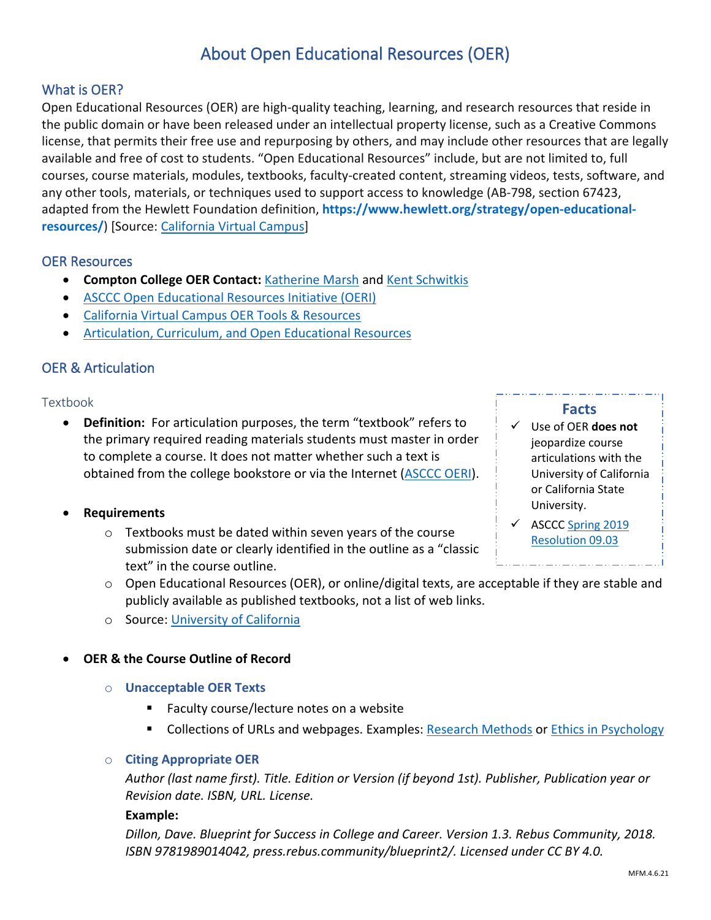# About Open Educational Resources (OER)

## What is OER?

Open Educational Resources (OER) are high-quality teaching, learning, and research resources that reside in the public domain or have been released under an intellectual property license, such as a Creative Commons license, that permits their free use and repurposing by others, and may include other resources that are legally available and free of cost to students. "Open Educational Resources" include, but are not limited to, full courses, course materials, modules, textbooks, faculty-created content, streaming videos, tests, software, and any other tools, materials, or techniques used to support access to knowledge (AB-798, section 67423, adapted from the Hewlett Foundation definition, **https://www.hewlett.org/strategy/open-educational-resources/**) [Source: California Virtual Campus]

## OER Resources

- **Compton College OER Contact:** Katherine Marsh and Kent Schwitkis
- ASCCC Open Educational Resources Initiative (OERI)
- California Virtual Campus OER Tools & Resources
- Articulation, Curriculum, and Open Educational Resources

## OER & Articulation

### Textbook

- **Definition:** For articulation purposes, the term "textbook" refers to the primary required reading materials students must master in order to complete a course. It does not matter whether such a text is obtained from the college bookstore or via the Internet (ASCCC OERI).

- **Requirements**
  - Textbooks must be dated within seven years of the course submission date or clearly identified in the outline as a "classic text" in the course outline.
  - Open Educational Resources (OER), or online/digital texts, are acceptable if they are stable and publicly available as published textbooks, not a list of web links.
  - Source: University of California

> **Facts**
> - ✓ Use of OER **does not** jeopardize course articulations with the University of California or California State University.
> - ✓ ASCCC Spring 2019 Resolution 09.03

- **OER & the Course Outline of Record**
  - **Unacceptable OER Texts**
    - Faculty course/lecture notes on a website
    - Collections of URLs and webpages. Examples: Research Methods or Ethics in Psychology
  - **Citing Appropriate OER**

    *Author (last name first). Title. Edition or Version (if beyond 1st). Publisher, Publication year or Revision date. ISBN, URL. License.*

    **Example:**

    *Dillon, Dave. Blueprint for Success in College and Career. Version 1.3. Rebus Community, 2018. ISBN 9781989014042, press.rebus.community/blueprint2/. Licensed under CC BY 4.0.*

MFM.4.6.21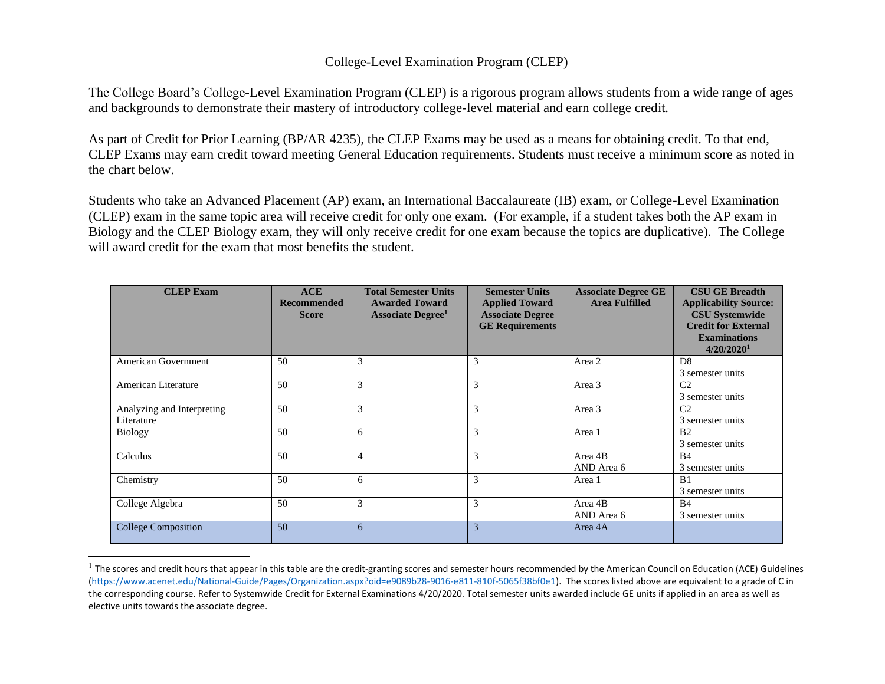# College-Level Examination Program (CLEP)

The College Board's College-Level Examination Program (CLEP) is a rigorous program allows students from a wide range of ages and backgrounds to demonstrate their mastery of introductory college-level material and earn college credit.

As part of Credit for Prior Learning (BP/AR 4235), the CLEP Exams may be used as a means for obtaining credit. To that end, CLEP Exams may earn credit toward meeting General Education requirements. Students must receive a minimum score as noted in the chart below.

Students who take an Advanced Placement (AP) exam, an International Baccalaureate (IB) exam, or College-Level Examination (CLEP) exam in the same topic area will receive credit for only one exam. (For example, if a student takes both the AP exam in Biology and the CLEP Biology exam, they will only receive credit for one exam because the topics are duplicative). The College will award credit for the exam that most benefits the student.

| CLEP Exam | ACE Recommended Score | Total Semester Units Awarded Toward Associate Degree[1] | Semester Units Applied Toward Associate Degree GE Requirements | Associate Degree GE Area Fulfilled | CSU GE Breadth Applicability Source: CSU Systemwide Credit for External Examinations 4/20/2020[1] |
|---|---|---|---|---|---|
| American Government | 50 | 3 | 3 | Area 2 | D8<br>3 semester units |
| American Literature | 50 | 3 | 3 | Area 3 | C2<br>3 semester units |
| Analyzing and Interpreting Literature | 50 | 3 | 3 | Area 3 | C2<br>3 semester units |
| Biology | 50 | 6 | 3 | Area 1 | B2<br>3 semester units |
| Calculus | 50 | 4 | 3 | Area 4B<br>AND Area 6 | B4<br>3 semester units |
| Chemistry | 50 | 6 | 3 | Area 1 | B1<br>3 semester units |
| College Algebra | 50 | 3 | 3 | Area 4B<br>AND Area 6 | B4<br>3 semester units |
| College Composition | 50 | 6 | 3 | Area 4A | |

[1] The scores and credit hours that appear in this table are the credit-granting scores and semester hours recommended by the American Council on Education (ACE) Guidelines (https://www.acenet.edu/National-Guide/Pages/Organization.aspx?oid=e9089b28-9016-e811-810f-5065f38bf0e1). The scores listed above are equivalent to a grade of C in the corresponding course. Refer to Systemwide Credit for External Examinations 4/20/2020. Total semester units awarded include GE units if applied in an area as well as elective units towards the associate degree.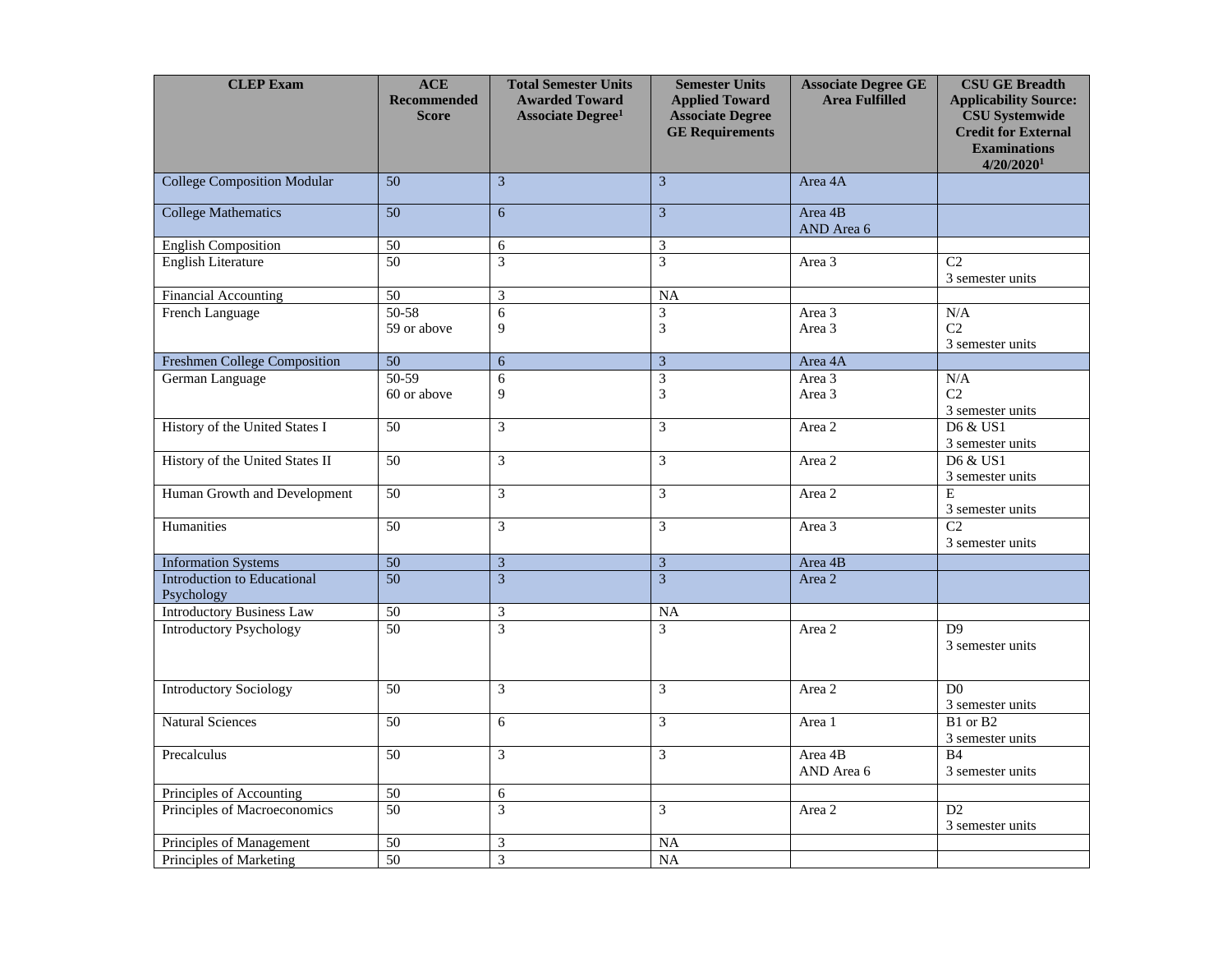| CLEP Exam | ACE Recommended Score | Total Semester Units Awarded Toward Associate Degree[1] | Semester Units Applied Toward Associate Degree GE Requirements | Associate Degree GE Area Fulfilled | CSU GE Breadth Applicability Source: CSU Systemwide Credit for External Examinations 4/20/2020[1] |
|---|---|---|---|---|---|
| College Composition Modular | 50 | 3 | 3 | Area 4A | |
| College Mathematics | 50 | 6 | 3 | Area 4B AND Area 6 | |
| English Composition | 50 | 6 | 3 | | |
| English Literature | 50 | 3 | 3 | Area 3 | C2 3 semester units |
| Financial Accounting | 50 | 3 | NA | | |
| French Language | 50-58 59 or above | 6 9 | 3 3 | Area 3 Area 3 | N/A C2 3 semester units |
| Freshmen College Composition | 50 | 6 | 3 | Area 4A | |
| German Language | 50-59 60 or above | 6 9 | 3 3 | Area 3 Area 3 | N/A C2 3 semester units |
| History of the United States I | 50 | 3 | 3 | Area 2 | D6 & US1 3 semester units |
| History of the United States II | 50 | 3 | 3 | Area 2 | D6 & US1 3 semester units |
| Human Growth and Development | 50 | 3 | 3 | Area 2 | E 3 semester units |
| Humanities | 50 | 3 | 3 | Area 3 | C2 3 semester units |
| Information Systems | 50 | 3 | 3 | Area 4B | |
| Introduction to Educational Psychology | 50 | 3 | 3 | Area 2 | |
| Introductory Business Law | 50 | 3 | NA | | |
| Introductory Psychology | 50 | 3 | 3 | Area 2 | D9 3 semester units |
| Introductory Sociology | 50 | 3 | 3 | Area 2 | D0 3 semester units |
| Natural Sciences | 50 | 6 | 3 | Area 1 | B1 or B2 3 semester units |
| Precalculus | 50 | 3 | 3 | Area 4B AND Area 6 | B4 3 semester units |
| Principles of Accounting | 50 | 6 | | | |
| Principles of Macroeconomics | 50 | 3 | 3 | Area 2 | D2 3 semester units |
| Principles of Management | 50 | 3 | NA | | |
| Principles of Marketing | 50 | 3 | NA | | |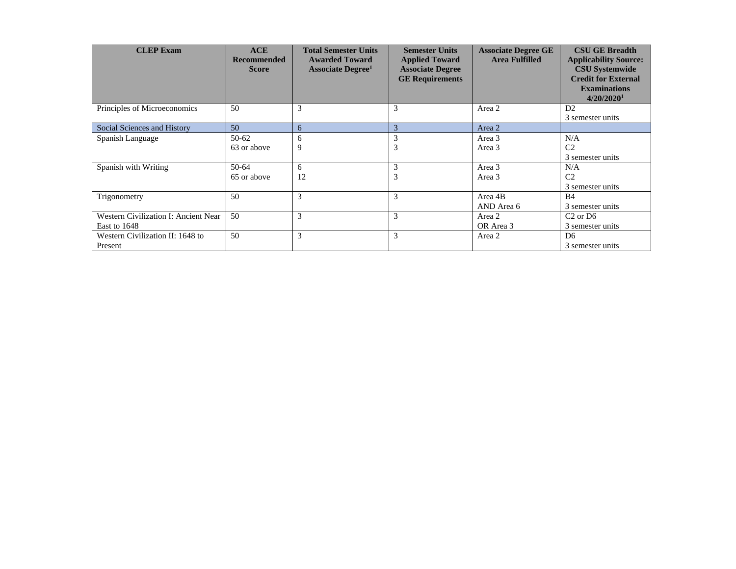| CLEP Exam | ACE Recommended Score | Total Semester Units Awarded Toward Associate Degree[1] | Semester Units Applied Toward Associate Degree GE Requirements | Associate Degree GE Area Fulfilled | CSU GE Breadth Applicability Source: CSU Systemwide Credit for External Examinations 4/20/2020[1] |
|---|---|---|---|---|---|
| Principles of Microeconomics | 50 | 3 | 3 | Area 2 | D2<br>3 semester units |
| Social Sciences and History | 50 | 6 | 3 | Area 2 | |
| Spanish Language | 50-62<br>63 or above | 6<br>9 | 3<br>3 | Area 3<br>Area 3 | N/A<br>C2<br>3 semester units |
| Spanish with Writing | 50-64<br>65 or above | 6<br>12 | 3<br>3 | Area 3<br>Area 3 | N/A<br>C2<br>3 semester units |
| Trigonometry | 50 | 3 | 3 | Area 4B<br>AND Area 6 | B4<br>3 semester units |
| Western Civilization I: Ancient Near East to 1648 | 50 | 3 | 3 | Area 2<br>OR Area 3 | C2 or D6<br>3 semester units |
| Western Civilization II: 1648 to Present | 50 | 3 | 3 | Area 2 | D6<br>3 semester units |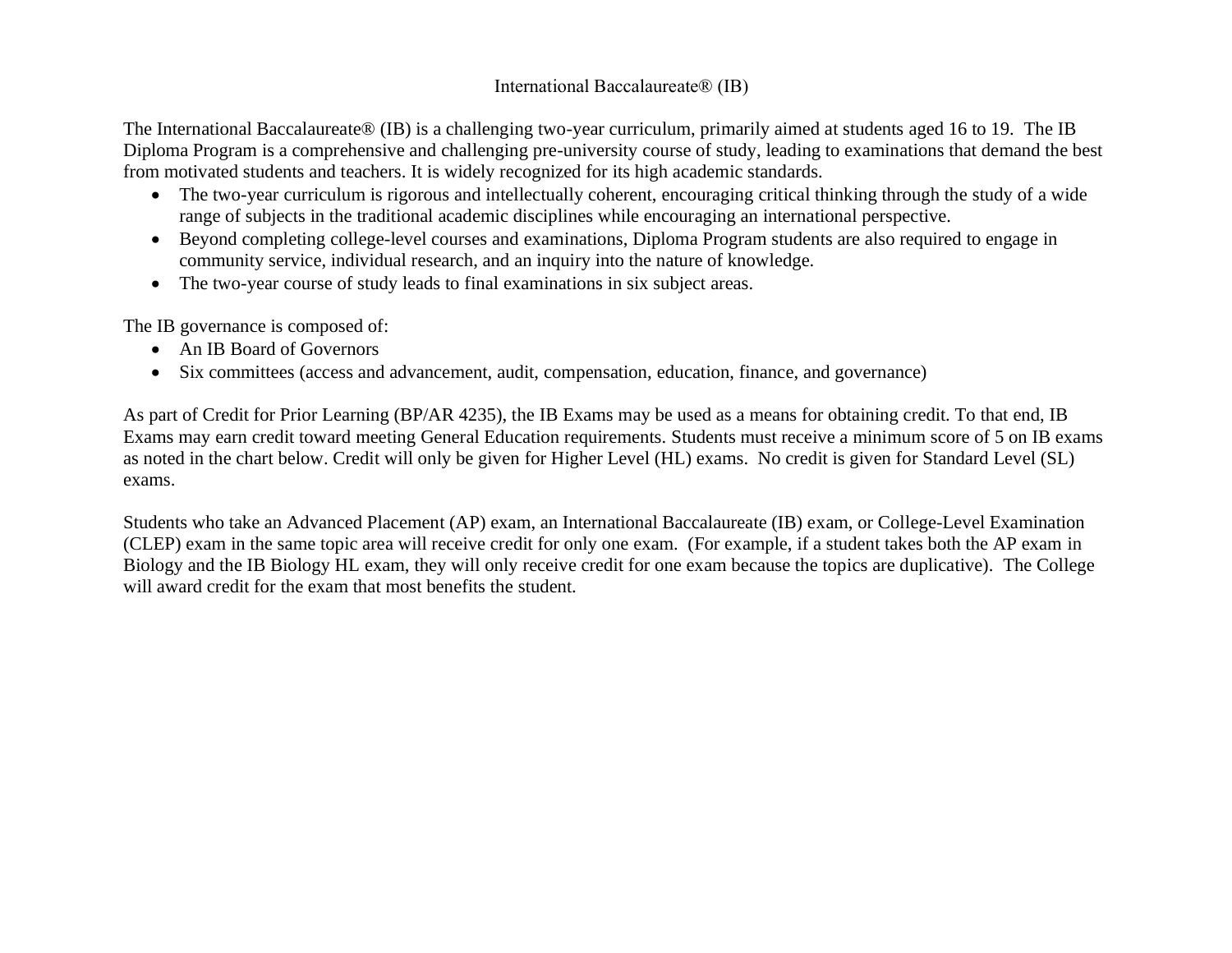# International Baccalaureate® (IB)

The International Baccalaureate® (IB) is a challenging two-year curriculum, primarily aimed at students aged 16 to 19. The IB Diploma Program is a comprehensive and challenging pre-university course of study, leading to examinations that demand the best from motivated students and teachers. It is widely recognized for its high academic standards.

- The two-year curriculum is rigorous and intellectually coherent, encouraging critical thinking through the study of a wide range of subjects in the traditional academic disciplines while encouraging an international perspective.
- Beyond completing college-level courses and examinations, Diploma Program students are also required to engage in community service, individual research, and an inquiry into the nature of knowledge.
- The two-year course of study leads to final examinations in six subject areas.

The IB governance is composed of:

- An IB Board of Governors
- Six committees (access and advancement, audit, compensation, education, finance, and governance)

As part of Credit for Prior Learning (BP/AR 4235), the IB Exams may be used as a means for obtaining credit. To that end, IB Exams may earn credit toward meeting General Education requirements. Students must receive a minimum score of 5 on IB exams as noted in the chart below. Credit will only be given for Higher Level (HL) exams. No credit is given for Standard Level (SL) exams.

Students who take an Advanced Placement (AP) exam, an International Baccalaureate (IB) exam, or College-Level Examination (CLEP) exam in the same topic area will receive credit for only one exam. (For example, if a student takes both the AP exam in Biology and the IB Biology HL exam, they will only receive credit for one exam because the topics are duplicative). The College will award credit for the exam that most benefits the student.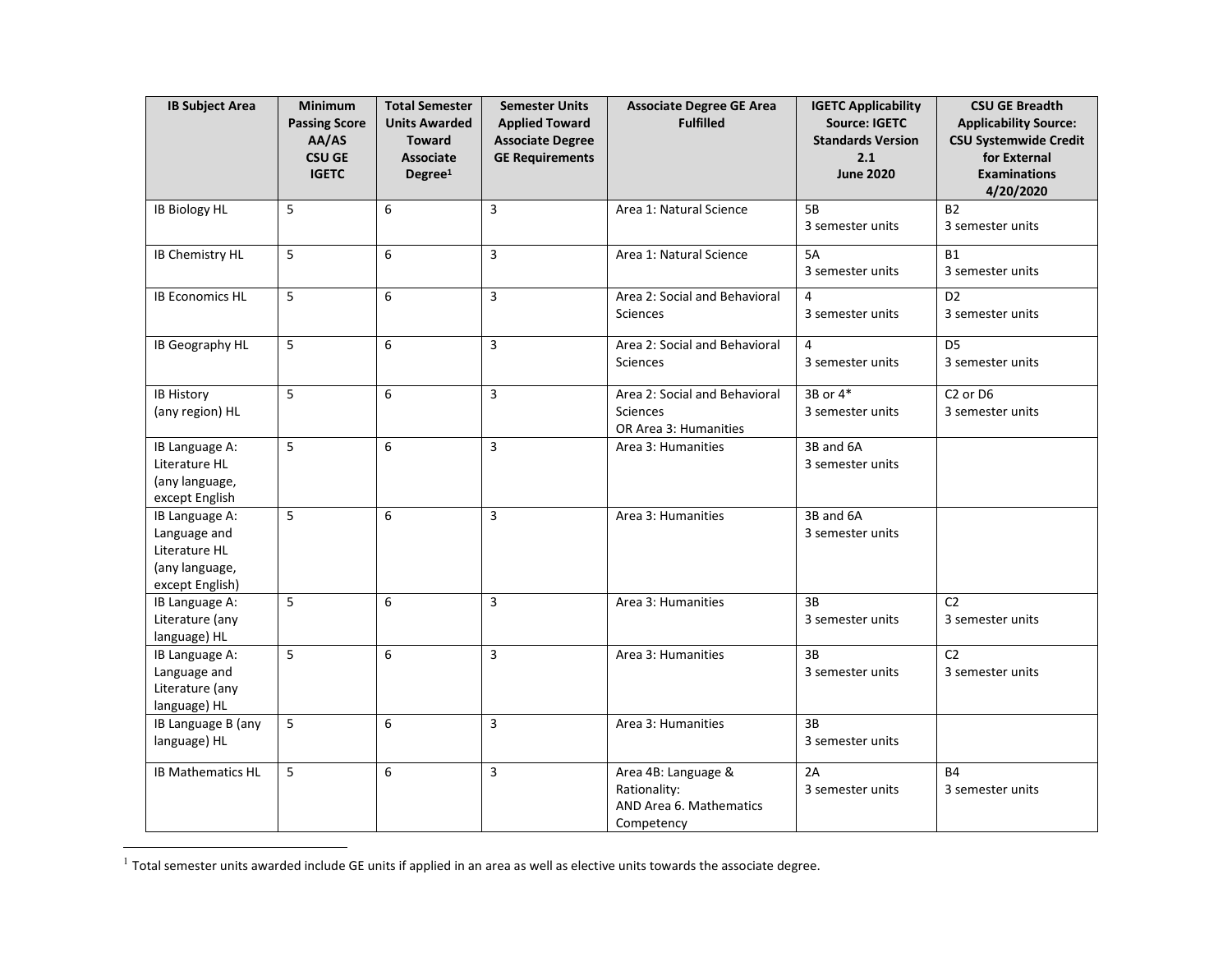| IB Subject Area | Minimum Passing Score AA/AS CSU GE IGETC | Total Semester Units Awarded Toward Associate Degree[1] | Semester Units Applied Toward Associate Degree GE Requirements | Associate Degree GE Area Fulfilled | IGETC Applicability Source: IGETC Standards Version 2.1 June 2020 | CSU GE Breadth Applicability Source: CSU Systemwide Credit for External Examinations 4/20/2020 |
|---|---|---|---|---|---|---|
| IB Biology HL | 5 | 6 | 3 | Area 1: Natural Science | 5B 3 semester units | B2 3 semester units |
| IB Chemistry HL | 5 | 6 | 3 | Area 1: Natural Science | 5A 3 semester units | B1 3 semester units |
| IB Economics HL | 5 | 6 | 3 | Area 2: Social and Behavioral Sciences | 4 3 semester units | D2 3 semester units |
| IB Geography HL | 5 | 6 | 3 | Area 2: Social and Behavioral Sciences | 4 3 semester units | D5 3 semester units |
| IB History (any region) HL | 5 | 6 | 3 | Area 2: Social and Behavioral Sciences OR Area 3: Humanities | 3B or 4* 3 semester units | C2 or D6 3 semester units |
| IB Language A: Literature HL (any language, except English | 5 | 6 | 3 | Area 3: Humanities | 3B and 6A 3 semester units | |
| IB Language A: Language and Literature HL (any language, except English) | 5 | 6 | 3 | Area 3: Humanities | 3B and 6A 3 semester units | |
| IB Language A: Literature (any language) HL | 5 | 6 | 3 | Area 3: Humanities | 3B 3 semester units | C2 3 semester units |
| IB Language A: Language and Literature (any language) HL | 5 | 6 | 3 | Area 3: Humanities | 3B 3 semester units | C2 3 semester units |
| IB Language B (any language) HL | 5 | 6 | 3 | Area 3: Humanities | 3B 3 semester units | |
| IB Mathematics HL | 5 | 6 | 3 | Area 4B: Language & Rationality: AND Area 6. Mathematics Competency | 2A 3 semester units | B4 3 semester units |

[1] Total semester units awarded include GE units if applied in an area as well as elective units towards the associate degree.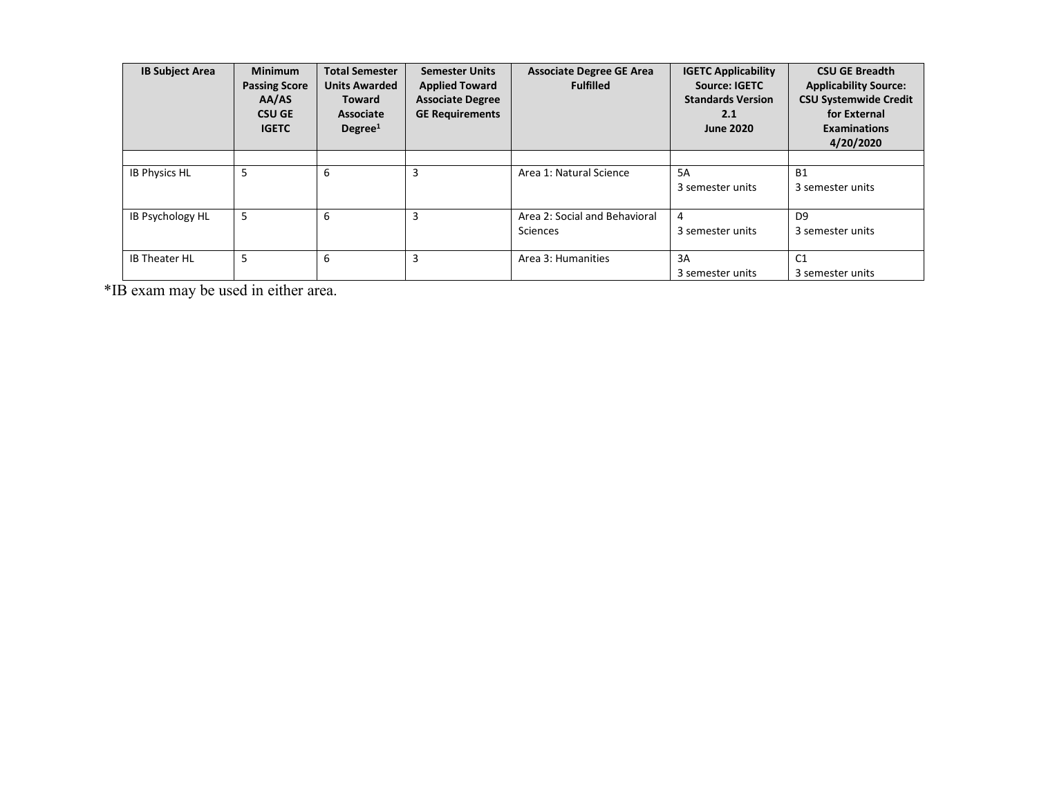| IB Subject Area | Minimum Passing Score AA/AS CSU GE IGETC | Total Semester Units Awarded Toward Associate Degree[1] | Semester Units Applied Toward Associate Degree GE Requirements | Associate Degree GE Area Fulfilled | IGETC Applicability Source: IGETC Standards Version 2.1 June 2020 | CSU GE Breadth Applicability Source: CSU Systemwide Credit for External Examinations 4/20/2020 |
|---|---|---|---|---|---|---|
| | | | | | | |
| IB Physics HL | 5 | 6 | 3 | Area 1: Natural Science | 5A<br>3 semester units | B1<br>3 semester units |
| IB Psychology HL | 5 | 6 | 3 | Area 2: Social and Behavioral Sciences | 4<br>3 semester units | D9<br>3 semester units |
| IB Theater HL | 5 | 6 | 3 | Area 3: Humanities | 3A<br>3 semester units | C1<br>3 semester units |

*IB exam may be used in either area.